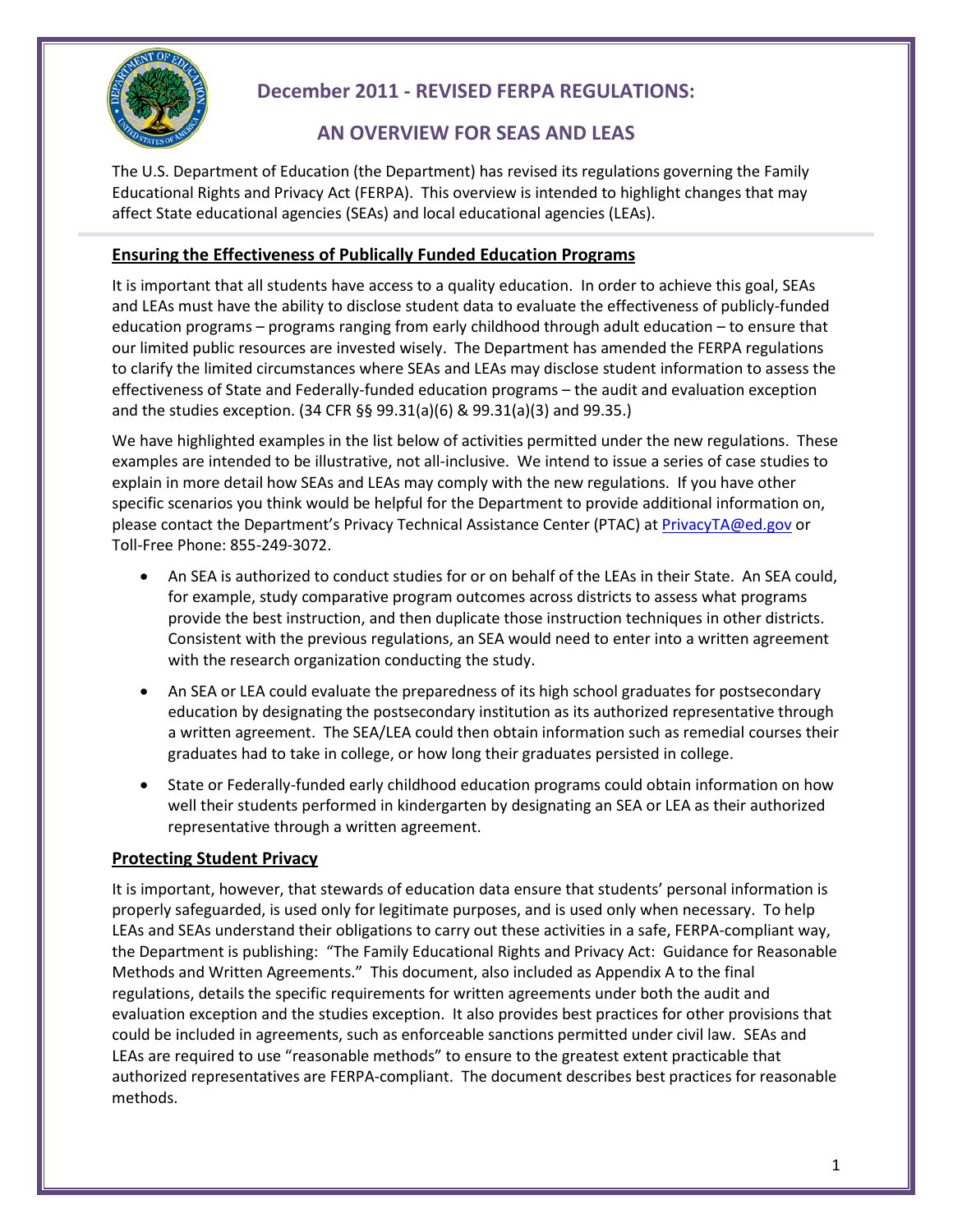# December 2011 - REVISED FERPA REGULATIONS:

# AN OVERVIEW FOR SEAS AND LEAS

The U.S. Department of Education (the Department) has revised its regulations governing the Family Educational Rights and Privacy Act (FERPA). This overview is intended to highlight changes that may affect State educational agencies (SEAs) and local educational agencies (LEAs).

## Ensuring the Effectiveness of Publically Funded Education Programs

It is important that all students have access to a quality education. In order to achieve this goal, SEAs and LEAs must have the ability to disclose student data to evaluate the effectiveness of publicly-funded education programs – programs ranging from early childhood through adult education – to ensure that our limited public resources are invested wisely. The Department has amended the FERPA regulations to clarify the limited circumstances where SEAs and LEAs may disclose student information to assess the effectiveness of State and Federally-funded education programs – the audit and evaluation exception and the studies exception. (34 CFR §§ 99.31(a)(6) & 99.31(a)(3) and 99.35.)

We have highlighted examples in the list below of activities permitted under the new regulations. These examples are intended to be illustrative, not all-inclusive. We intend to issue a series of case studies to explain in more detail how SEAs and LEAs may comply with the new regulations. If you have other specific scenarios you think would be helpful for the Department to provide additional information on, please contact the Department's Privacy Technical Assistance Center (PTAC) at PrivacyTA@ed.gov or Toll-Free Phone: 855-249-3072.

- An SEA is authorized to conduct studies for or on behalf of the LEAs in their State. An SEA could, for example, study comparative program outcomes across districts to assess what programs provide the best instruction, and then duplicate those instruction techniques in other districts. Consistent with the previous regulations, an SEA would need to enter into a written agreement with the research organization conducting the study.
- An SEA or LEA could evaluate the preparedness of its high school graduates for postsecondary education by designating the postsecondary institution as its authorized representative through a written agreement. The SEA/LEA could then obtain information such as remedial courses their graduates had to take in college, or how long their graduates persisted in college.
- State or Federally-funded early childhood education programs could obtain information on how well their students performed in kindergarten by designating an SEA or LEA as their authorized representative through a written agreement.

## Protecting Student Privacy

It is important, however, that stewards of education data ensure that students' personal information is properly safeguarded, is used only for legitimate purposes, and is used only when necessary. To help LEAs and SEAs understand their obligations to carry out these activities in a safe, FERPA-compliant way, the Department is publishing: "The Family Educational Rights and Privacy Act: Guidance for Reasonable Methods and Written Agreements." This document, also included as Appendix A to the final regulations, details the specific requirements for written agreements under both the audit and evaluation exception and the studies exception. It also provides best practices for other provisions that could be included in agreements, such as enforceable sanctions permitted under civil law. SEAs and LEAs are required to use "reasonable methods" to ensure to the greatest extent practicable that authorized representatives are FERPA-compliant. The document describes best practices for reasonable methods.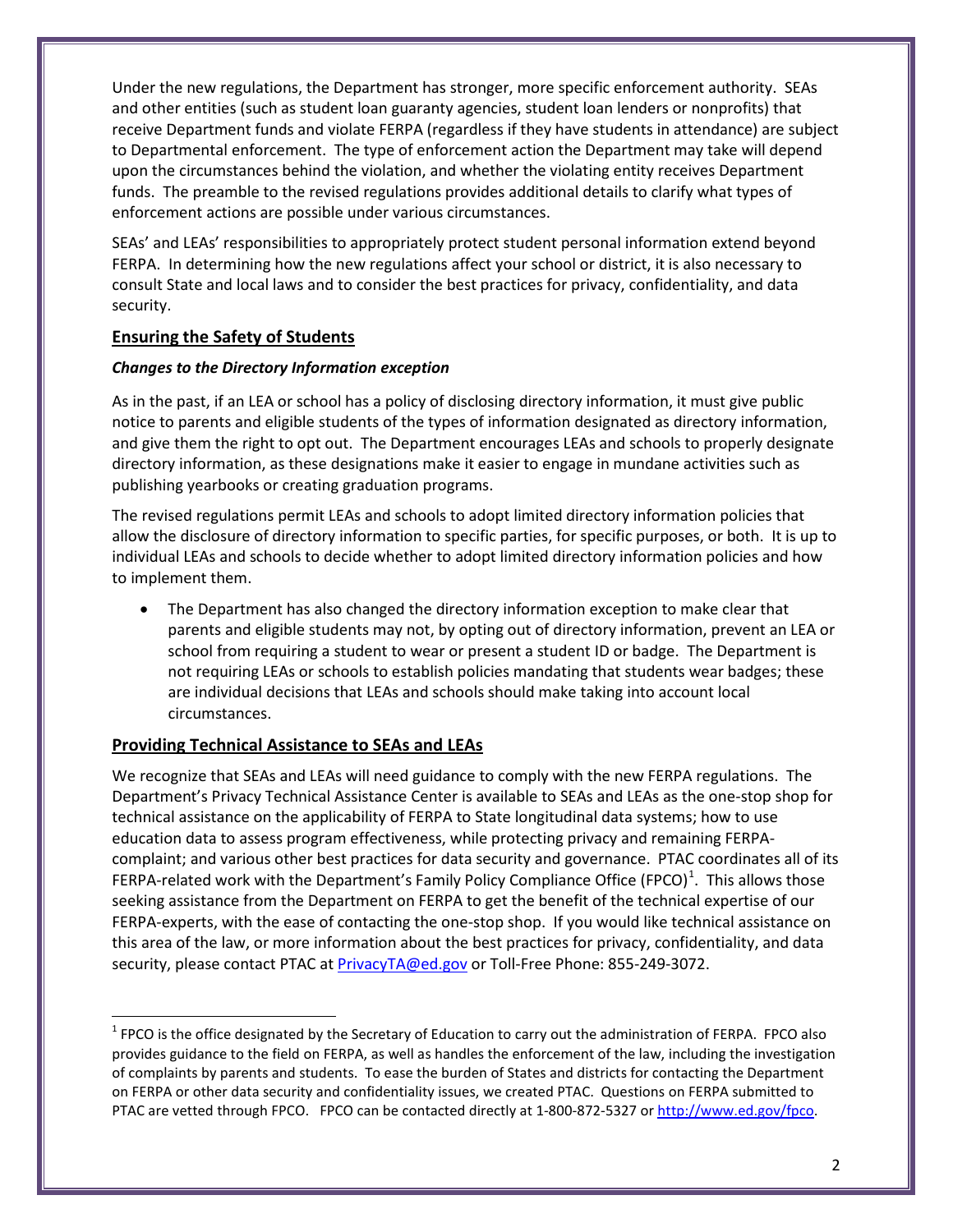Under the new regulations, the Department has stronger, more specific enforcement authority. SEAs and other entities (such as student loan guaranty agencies, student loan lenders or nonprofits) that receive Department funds and violate FERPA (regardless if they have students in attendance) are subject to Departmental enforcement. The type of enforcement action the Department may take will depend upon the circumstances behind the violation, and whether the violating entity receives Department funds. The preamble to the revised regulations provides additional details to clarify what types of enforcement actions are possible under various circumstances.

SEAs' and LEAs' responsibilities to appropriately protect student personal information extend beyond FERPA. In determining how the new regulations affect your school or district, it is also necessary to consult State and local laws and to consider the best practices for privacy, confidentiality, and data security.

## Ensuring the Safety of Students

### *Changes to the Directory Information exception*

As in the past, if an LEA or school has a policy of disclosing directory information, it must give public notice to parents and eligible students of the types of information designated as directory information, and give them the right to opt out. The Department encourages LEAs and schools to properly designate directory information, as these designations make it easier to engage in mundane activities such as publishing yearbooks or creating graduation programs.

The revised regulations permit LEAs and schools to adopt limited directory information policies that allow the disclosure of directory information to specific parties, for specific purposes, or both. It is up to individual LEAs and schools to decide whether to adopt limited directory information policies and how to implement them.

- The Department has also changed the directory information exception to make clear that parents and eligible students may not, by opting out of directory information, prevent an LEA or school from requiring a student to wear or present a student ID or badge. The Department is not requiring LEAs or schools to establish policies mandating that students wear badges; these are individual decisions that LEAs and schools should make taking into account local circumstances.

## Providing Technical Assistance to SEAs and LEAs

We recognize that SEAs and LEAs will need guidance to comply with the new FERPA regulations. The Department's Privacy Technical Assistance Center is available to SEAs and LEAs as the one-stop shop for technical assistance on the applicability of FERPA to State longitudinal data systems; how to use education data to assess program effectiveness, while protecting privacy and remaining FERPA-complaint; and various other best practices for data security and governance. PTAC coordinates all of its FERPA-related work with the Department's Family Policy Compliance Office (FPCO)[1]. This allows those seeking assistance from the Department on FERPA to get the benefit of the technical expertise of our FERPA-experts, with the ease of contacting the one-stop shop. If you would like technical assistance on this area of the law, or more information about the best practices for privacy, confidentiality, and data security, please contact PTAC at PrivacyTA@ed.gov or Toll-Free Phone: 855-249-3072.

---

[1] FPCO is the office designated by the Secretary of Education to carry out the administration of FERPA. FPCO also provides guidance to the field on FERPA, as well as handles the enforcement of the law, including the investigation of complaints by parents and students. To ease the burden of States and districts for contacting the Department on FERPA or other data security and confidentiality issues, we created PTAC. Questions on FERPA submitted to PTAC are vetted through FPCO. FPCO can be contacted directly at 1-800-872-5327 or http://www.ed.gov/fpco.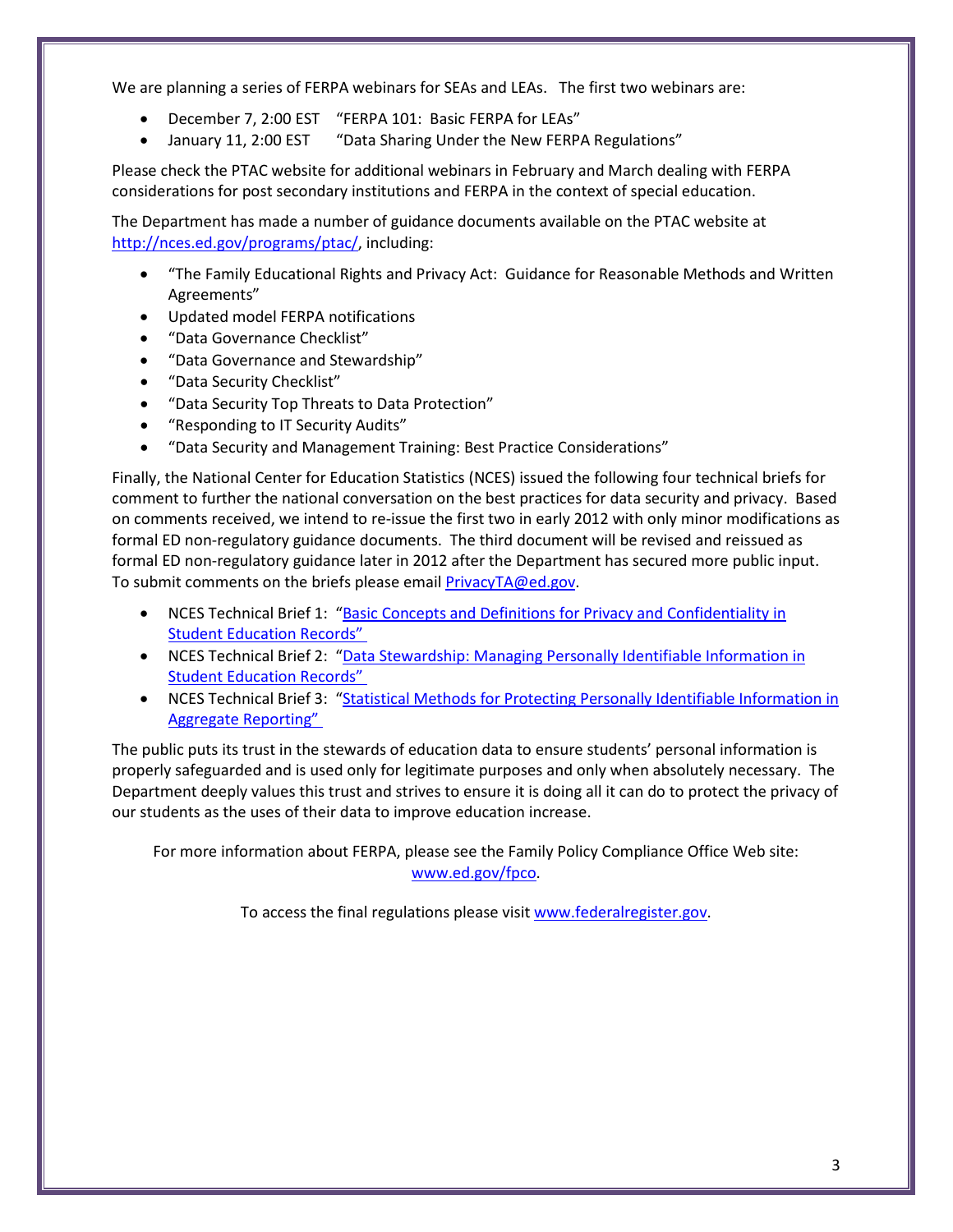We are planning a series of FERPA webinars for SEAs and LEAs. The first two webinars are:

- December 7, 2:00 EST "FERPA 101: Basic FERPA for LEAs"
- January 11, 2:00 EST "Data Sharing Under the New FERPA Regulations"

Please check the PTAC website for additional webinars in February and March dealing with FERPA considerations for post secondary institutions and FERPA in the context of special education.

The Department has made a number of guidance documents available on the PTAC website at [http://nces.ed.gov/programs/ptac/](http://nces.ed.gov/programs/ptac/), including:

- "The Family Educational Rights and Privacy Act: Guidance for Reasonable Methods and Written Agreements"
- Updated model FERPA notifications
- "Data Governance Checklist"
- "Data Governance and Stewardship"
- "Data Security Checklist"
- "Data Security Top Threats to Data Protection"
- "Responding to IT Security Audits"
- "Data Security and Management Training: Best Practice Considerations"

Finally, the National Center for Education Statistics (NCES) issued the following four technical briefs for comment to further the national conversation on the best practices for data security and privacy. Based on comments received, we intend to re-issue the first two in early 2012 with only minor modifications as formal ED non-regulatory guidance documents. The third document will be revised and reissued as formal ED non-regulatory guidance later in 2012 after the Department has secured more public input. To submit comments on the briefs please email PrivacyTA@ed.gov.

- NCES Technical Brief 1: "Basic Concepts and Definitions for Privacy and Confidentiality in Student Education Records"
- NCES Technical Brief 2: "Data Stewardship: Managing Personally Identifiable Information in Student Education Records"
- NCES Technical Brief 3: "Statistical Methods for Protecting Personally Identifiable Information in Aggregate Reporting"

The public puts its trust in the stewards of education data to ensure students' personal information is properly safeguarded and is used only for legitimate purposes and only when absolutely necessary. The Department deeply values this trust and strives to ensure it is doing all it can do to protect the privacy of our students as the uses of their data to improve education increase.

For more information about FERPA, please see the Family Policy Compliance Office Web site: [www.ed.gov/fpco](www.ed.gov/fpco).

To access the final regulations please visit [www.federalregister.gov](www.federalregister.gov).